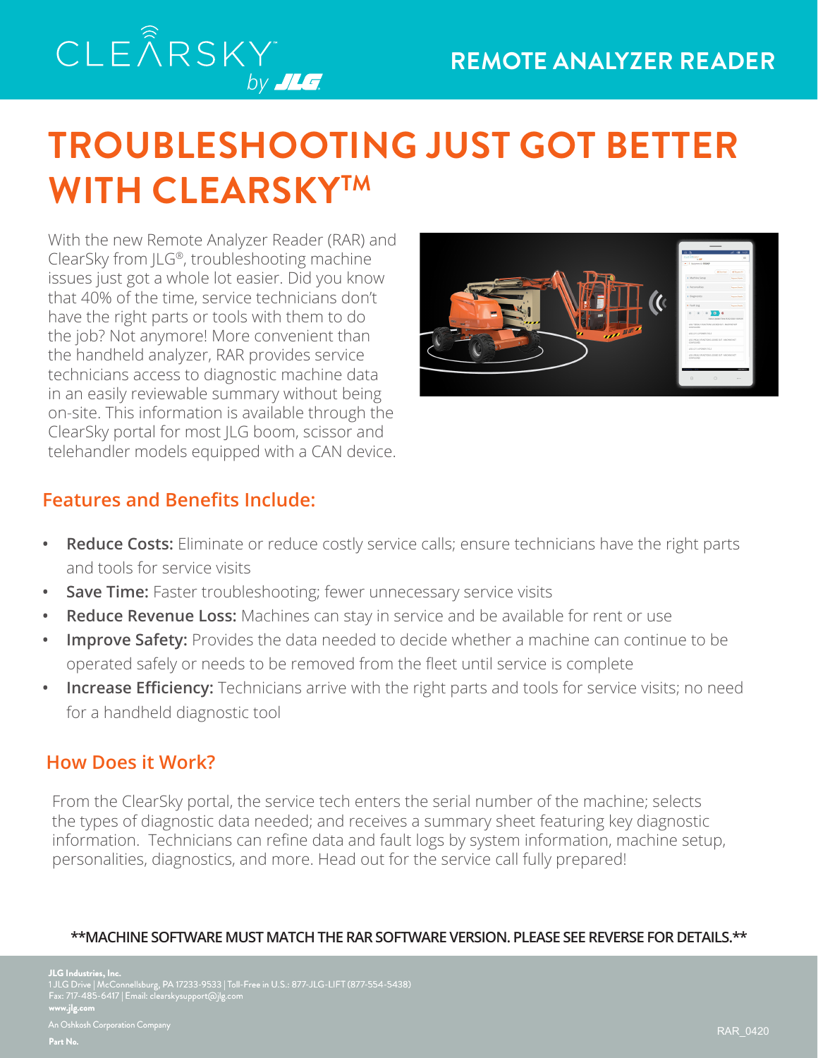CLEARSKY™ by JLG

REMOTE ANALYZER READER

# TROUBLESHOOTING JUST GOT BETTER WITH CLEARSKY™

With the new Remote Analyzer Reader (RAR) and ClearSky from JLG®, troubleshooting machine issues just got a whole lot easier. Did you know that 40% of the time, service technicians don't have the right parts or tools with them to do the job? Not anymore! More convenient than the handheld analyzer, RAR provides service technicians access to diagnostic machine data in an easily reviewable summary without being on-site. This information is available through the ClearSky portal for most JLG boom, scissor and telehandler models equipped with a CAN device.

## Features and Benefits Include:

- **Reduce Costs:** Eliminate or reduce costly service calls; ensure technicians have the right parts and tools for service visits
- **Save Time:** Faster troubleshooting; fewer unnecessary service visits
- **Reduce Revenue Loss:** Machines can stay in service and be available for rent or use
- **Improve Safety:** Provides the data needed to decide whether a machine can continue to be operated safely or needs to be removed from the fleet until service is complete
- **Increase Efficiency:** Technicians arrive with the right parts and tools for service visits; no need for a handheld diagnostic tool

## How Does it Work?

From the ClearSky portal, the service tech enters the serial number of the machine; selects the types of diagnostic data needed; and receives a summary sheet featuring key diagnostic information. Technicians can refine data and fault logs by system information, machine setup, personalities, diagnostics, and more. Head out for the service call fully prepared!

**\*\*MACHINE SOFTWARE MUST MATCH THE RAR SOFTWARE VERSION. PLEASE SEE REVERSE FOR DETAILS.\*\***

**JLG Industries, Inc.**
1 JLG Drive | McConnellsburg, PA 17233-9533 | Toll-Free in U.S.: 877-JLG-LIFT (877-554-5438)
Fax: 717-485-6417 | Email: clearskysupport@jlg.com
**www.jlg.com**

An Oshkosh Corporation Company

**Part No.**

RAR_0420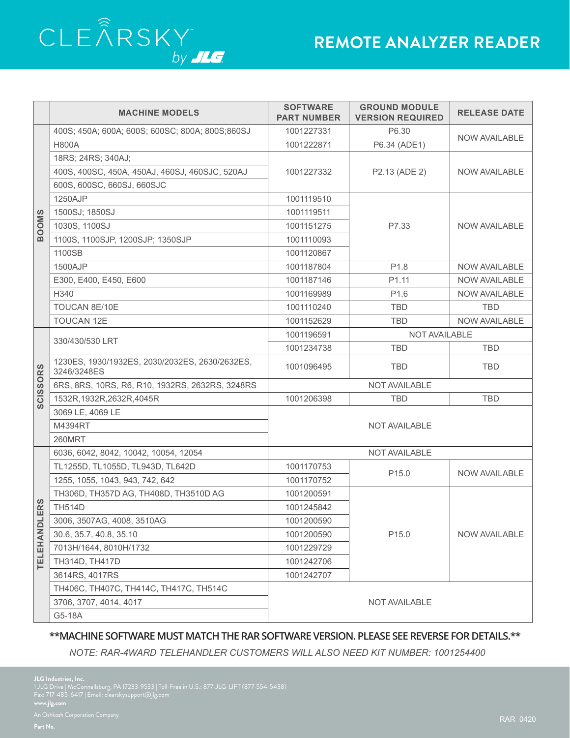# REMOTE ANALYZER READER

| | MACHINE MODELS | SOFTWARE PART NUMBER | GROUND MODULE VERSION REQUIRED | RELEASE DATE |
|---|---|---|---|---|
| BOOMS | 400S; 450A; 600A; 600S; 600SC; 800A; 800S;860SJ | 1001227331 | P6.30 | NOW AVAILABLE |
| | H800A | 1001222871 | P6.34 (ADE1) | |
| | 18RS; 24RS; 340AJ; | 1001227332 | P2.13 (ADE 2) | NOW AVAILABLE |
| | 400S, 400SC, 450A, 450AJ, 460SJ, 460SJC, 520AJ | | | |
| | 600S, 600SC, 660SJ, 660SJC | | | |
| | 1250AJP | 1001119510 | P7.33 | NOW AVAILABLE |
| | 1500SJ; 1850SJ | 1001119511 | | |
| | 1030S, 1100SJ | 1001151275 | | |
| | 1100S, 1100SJP, 1200SJP; 1350SJP | 1001110093 | | |
| | 1100SB | 1001120867 | | |
| | 1500AJP | 1001187804 | P1.8 | NOW AVAILABLE |
| | E300, E400, E450, E600 | 1001187146 | P1.11 | NOW AVAILABLE |
| | H340 | 1001169989 | P1.6 | NOW AVAILABLE |
| | TOUCAN 8E/10E | 1001110240 | TBD | TBD |
| | TOUCAN 12E | 1001152629 | TBD | NOW AVAILABLE |
| SCISSORS | 330/430/530 LRT | 1001196591 | NOT AVAILABLE | |
| | | 1001234738 | TBD | TBD |
| | 1230ES, 1930/1932ES, 2030/2032ES, 2630/2632ES, 3246/3248ES | 1001096495 | TBD | TBD |
| | 6RS, 8RS, 10RS, R6, R10, 1932RS, 2632RS, 3248RS | NOT AVAILABLE | | |
| | 1532R,1932R,2632R,4045R | 1001206398 | TBD | TBD |
| | 3069 LE, 4069 LE | NOT AVAILABLE | | |
| | M4394RT | | | |
| | 260MRT | | | |
| TELEHANDLERS | 6036, 6042, 8042, 10042, 10054, 12054 | NOT AVAILABLE | | |
| | TL1255D, TL1055D, TL943D, TL642D | 1001170753 | P15.0 | NOW AVAILABLE |
| | 1255, 1055, 1043, 943, 742, 642 | 1001170752 | | |
| | TH306D, TH357D AG, TH408D, TH3510D AG | 1001200591 | P15.0 | NOW AVAILABLE |
| | TH514D | 1001245842 | | |
| | 3006, 3507AG, 4008, 3510AG | 1001200590 | | |
| | 30.6, 35.7, 40.8, 35.10 | 1001200590 | | |
| | 7013H/1644, 8010H/1732 | 1001229729 | | |
| | TH314D, TH417D | 1001242706 | | |
| | 3614RS, 4017RS | 1001242707 | | |
| | TH406C, TH407C, TH414C, TH417C, TH514C | NOT AVAILABLE | | |
| | 3706, 3707, 4014, 4017 | | | |
| | G5-18A | | | |

**\*\*MACHINE SOFTWARE MUST MATCH THE RAR SOFTWARE VERSION. PLEASE SEE REVERSE FOR DETAILS.\*\***

*NOTE: RAR-4WARD TELEHANDLER CUSTOMERS WILL ALSO NEED KIT NUMBER: 1001254400*

**JLG Industries, Inc.**
1 JLG Drive | McConnellsburg, PA 17233-9533 | Toll-Free in U.S.: 877-JLG-LIFT (877-554-5438)
Fax: 717-485-6417 | Email: clearskysupport@jlg.com
**www.jlg.com**

An Oshkosh Corporation Company

**Part No.**

RAR_0420